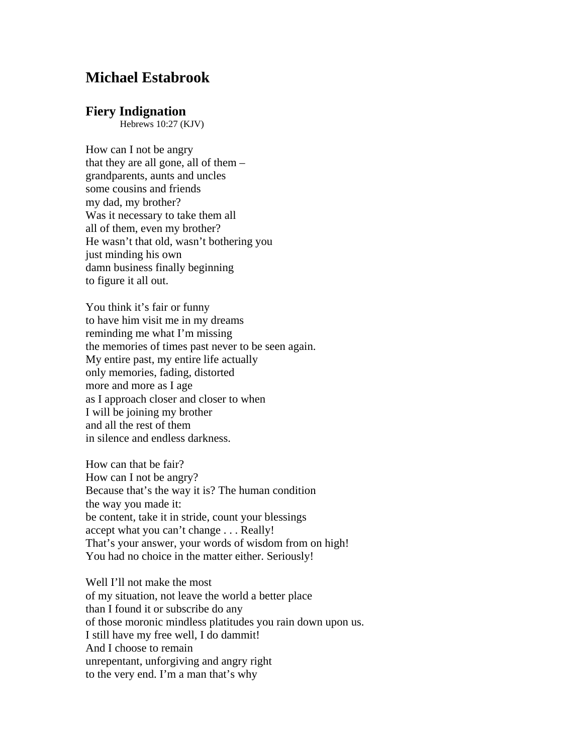# Michael Estabrook

## Fiery Indignation

Hebrews 10:27 (KJV)

How can I not be angry  
that they are all gone, all of them –  
grandparents, aunts and uncles  
some cousins and friends  
my dad, my brother?  
Was it necessary to take them all  
all of them, even my brother?  
He wasn't that old, wasn't bothering you  
just minding his own  
damn business finally beginning  
to figure it all out.

You think it's fair or funny  
to have him visit me in my dreams  
reminding me what I'm missing  
the memories of times past never to be seen again.  
My entire past, my entire life actually  
only memories, fading, distorted  
more and more as I age  
as I approach closer and closer to when  
I will be joining my brother  
and all the rest of them  
in silence and endless darkness.

How can that be fair?  
How can I not be angry?  
Because that's the way it is? The human condition  
the way you made it:  
be content, take it in stride, count your blessings  
accept what you can't change . . . Really!  
That's your answer, your words of wisdom from on high!  
You had no choice in the matter either. Seriously!

Well I'll not make the most  
of my situation, not leave the world a better place  
than I found it or subscribe do any  
of those moronic mindless platitudes you rain down upon us.  
I still have my free well, I do dammit!  
And I choose to remain  
unrepentant, unforgiving and angry right  
to the very end. I'm a man that's why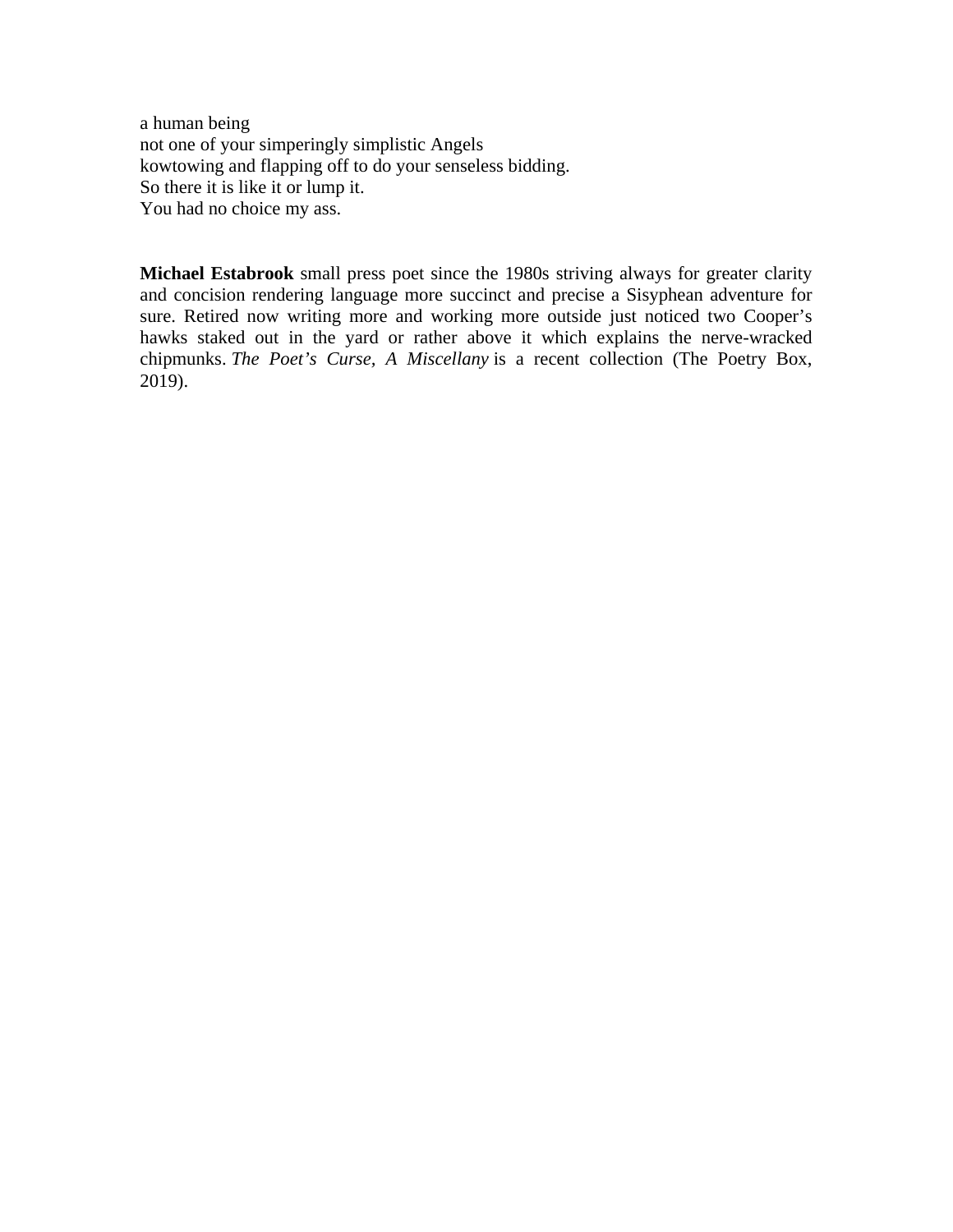a human being  
not one of your simperingly simplistic Angels  
kowtowing and flapping off to do your senseless bidding.  
So there it is like it or lump it.  
You had no choice my ass.

**Michael Estabrook** small press poet since the 1980s striving always for greater clarity and concision rendering language more succinct and precise a Sisyphean adventure for sure. Retired now writing more and working more outside just noticed two Cooper's hawks staked out in the yard or rather above it which explains the nerve-wracked chipmunks. *The Poet's Curse, A Miscellany* is a recent collection (The Poetry Box, 2019).